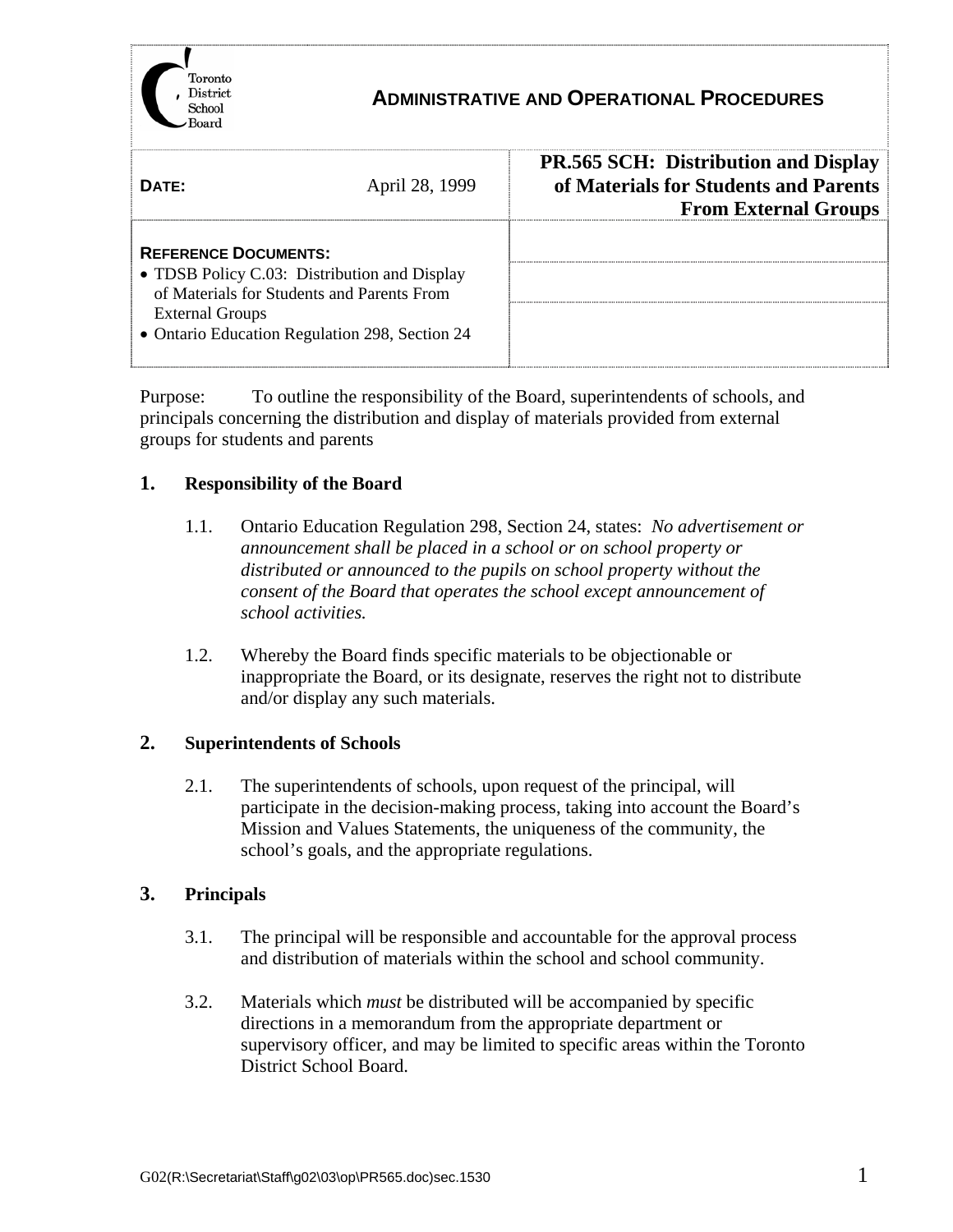Toronto District School Board

# ADMINISTRATIVE AND OPERATIONAL PROCEDURES

**DATE:** April 28, 1999

## PR.565 SCH: Distribution and Display of Materials for Students and Parents From External Groups

**REFERENCE DOCUMENTS:**

- TDSB Policy C.03: Distribution and Display of Materials for Students and Parents From External Groups
- Ontario Education Regulation 298, Section 24

Purpose: To outline the responsibility of the Board, superintendents of schools, and principals concerning the distribution and display of materials provided from external groups for students and parents

### 1. Responsibility of the Board

1.1. Ontario Education Regulation 298, Section 24, states: *No advertisement or announcement shall be placed in a school or on school property or distributed or announced to the pupils on school property without the consent of the Board that operates the school except announcement of school activities.*

1.2. Whereby the Board finds specific materials to be objectionable or inappropriate the Board, or its designate, reserves the right not to distribute and/or display any such materials.

### 2. Superintendents of Schools

2.1. The superintendents of schools, upon request of the principal, will participate in the decision-making process, taking into account the Board's Mission and Values Statements, the uniqueness of the community, the school's goals, and the appropriate regulations.

### 3. Principals

3.1. The principal will be responsible and accountable for the approval process and distribution of materials within the school and school community.

3.2. Materials which *must* be distributed will be accompanied by specific directions in a memorandum from the appropriate department or supervisory officer, and may be limited to specific areas within the Toronto District School Board.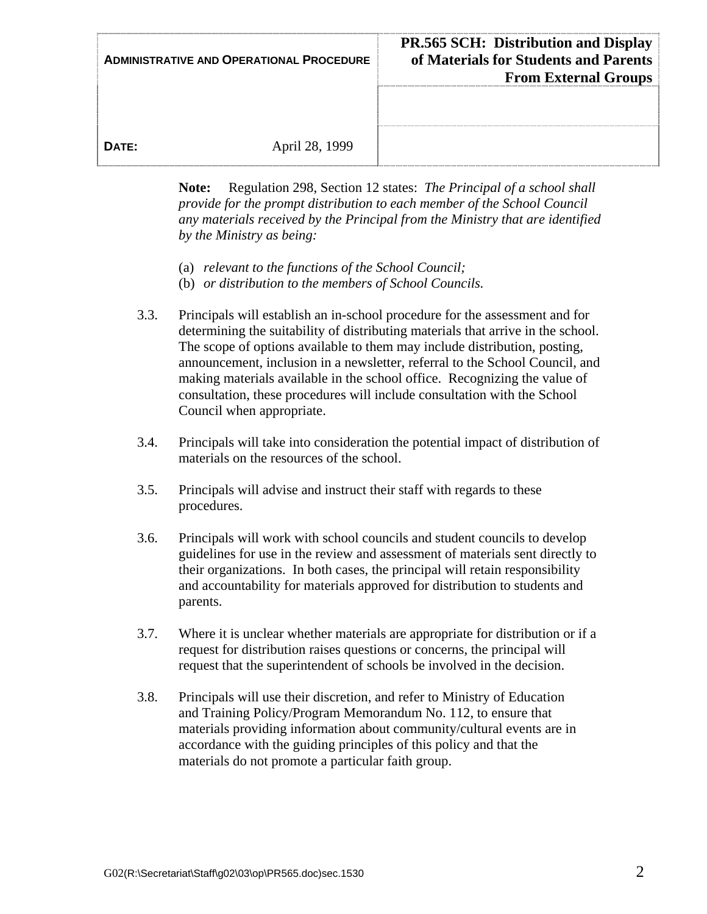**Note:** Regulation 298, Section 12 states: *The Principal of a school shall provide for the prompt distribution to each member of the School Council any materials received by the Principal from the Ministry that are identified by the Ministry as being:*

(a) *relevant to the functions of the School Council;*
(b) *or distribution to the members of School Councils.*

3.3. Principals will establish an in-school procedure for the assessment and for determining the suitability of distributing materials that arrive in the school. The scope of options available to them may include distribution, posting, announcement, inclusion in a newsletter, referral to the School Council, and making materials available in the school office. Recognizing the value of consultation, these procedures will include consultation with the School Council when appropriate.

3.4. Principals will take into consideration the potential impact of distribution of materials on the resources of the school.

3.5. Principals will advise and instruct their staff with regards to these procedures.

3.6. Principals will work with school councils and student councils to develop guidelines for use in the review and assessment of materials sent directly to their organizations. In both cases, the principal will retain responsibility and accountability for materials approved for distribution to students and parents.

3.7. Where it is unclear whether materials are appropriate for distribution or if a request for distribution raises questions or concerns, the principal will request that the superintendent of schools be involved in the decision.

3.8. Principals will use their discretion, and refer to Ministry of Education and Training Policy/Program Memorandum No. 112, to ensure that materials providing information about community/cultural events are in accordance with the guiding principles of this policy and that the materials do not promote a particular faith group.